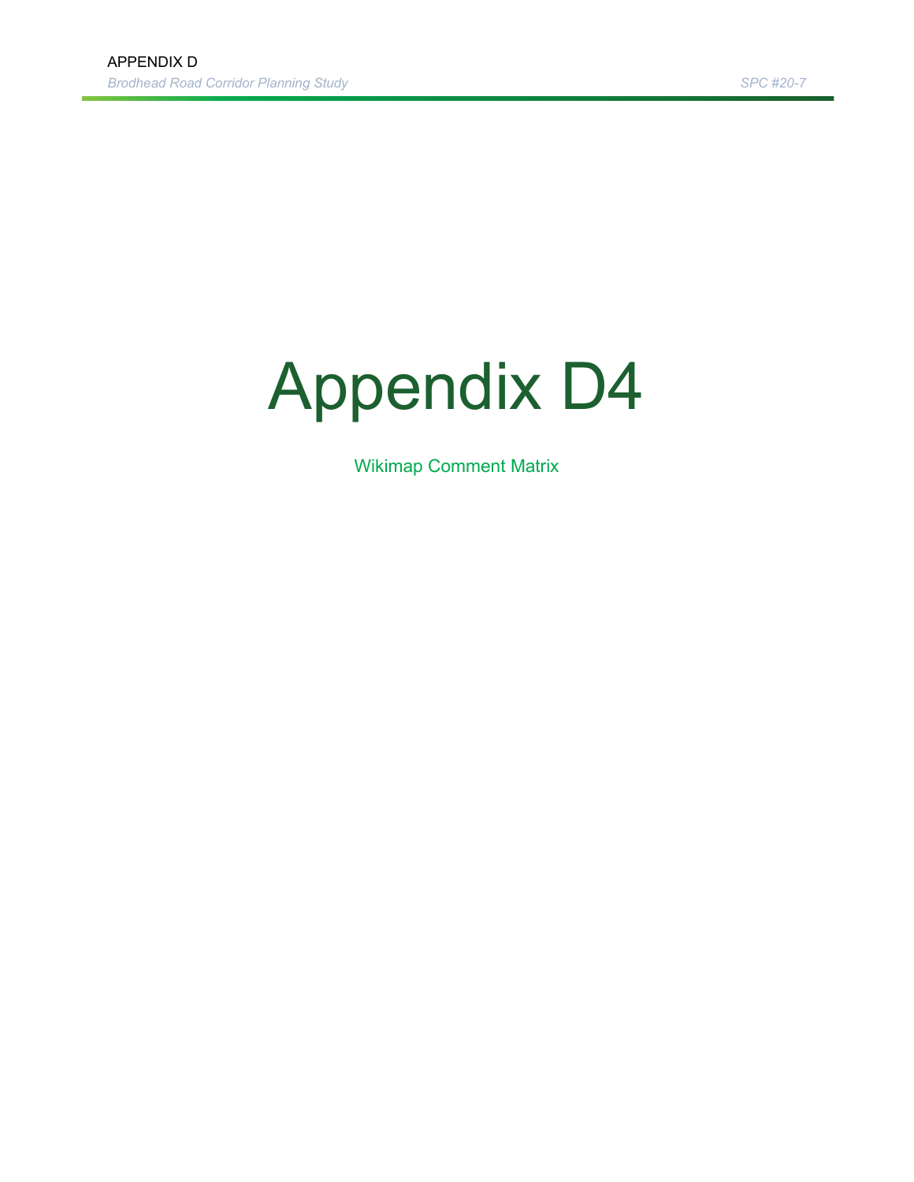# Appendix D4

Wikimap Comment Matrix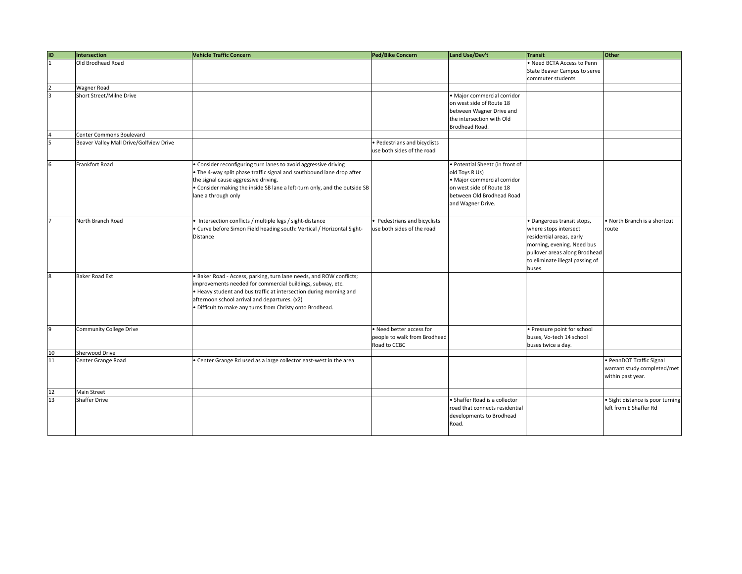| ID | Intersection | Vehicle Traffic Concern | Ped/Bike Concern | Land Use/Dev't | Transit | Other |
|---|---|---|---|---|---|---|
| 1 | Old Brodhead Road | | | | • Need BCTA Access to Penn State Beaver Campus to serve commuter students | |
| 2 | Wagner Road | | | | | |
| 3 | Short Street/Milne Drive | | | • Major commercial corridor on west side of Route 18 between Wagner Drive and the intersection with Old Brodhead Road. | | |
| 4 | Center Commons Boulevard | | | | | |
| 5 | Beaver Valley Mall Drive/Golfview Drive | | • Pedestrians and bicyclists use both sides of the road | | | |
| 6 | Frankfort Road | • Consider reconfiguring turn lanes to avoid aggressive driving<br>• The 4-way split phase traffic signal and southbound lane drop after the signal cause aggressive driving.<br>• Consider making the inside SB lane a left-turn only, and the outside SB lane a through only | | • Potential Sheetz (in front of old Toys R Us)<br>• Major commercial corridor on west side of Route 18 between Old Brodhead Road and Wagner Drive. | | |
| 7 | North Branch Road | • Intersection conflicts / multiple legs / sight-distance<br>• Curve before Simon Field heading south: Vertical / Horizontal Sight-Distance | • Pedestrians and bicyclists use both sides of the road | | • Dangerous transit stops, where stops intersect residential areas, early morning, evening. Need bus pullover areas along Brodhead to eliminate illegal passing of buses. | • North Branch is a shortcut route |
| 8 | Baker Road Ext | • Baker Road - Access, parking, turn lane needs, and ROW conflicts; improvements needed for commercial buildings, subway, etc.<br>• Heavy student and bus traffic at intersection during morning and afternoon school arrival and departures. (x2)<br>• Difficult to make any turns from Christy onto Brodhead. | | | | |
| 9 | Community College Drive | | • Need better access for people to walk from Brodhead Road to CCBC | | • Pressure point for school buses, Vo-tech 14 school buses twice a day. | |
| 10 | Sherwood Drive | | | | | |
| 11 | Center Grange Road | • Center Grange Rd used as a large collector east-west in the area | | | | • PennDOT Traffic Signal warrant study completed/met within past year. |
| 12 | Main Street | | | | | |
| 13 | Shaffer Drive | | | • Shaffer Road is a collector road that connects residential developments to Brodhead Road. | | • Sight distance is poor turning left from E Shaffer Rd |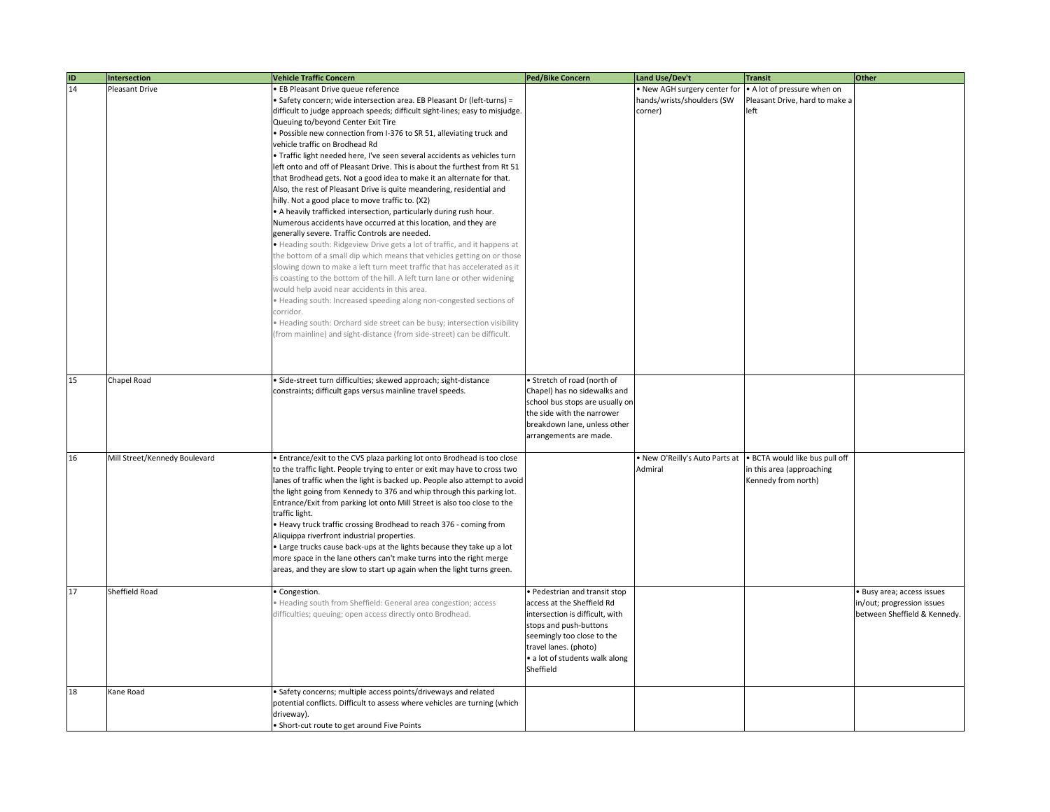| ID | Intersection | Vehicle Traffic Concern | Ped/Bike Concern | Land Use/Dev't | Transit | Other |
| --- | --- | --- | --- | --- | --- | --- |
| 14 | Pleasant Drive | • EB Pleasant Drive queue reference<br>• Safety concern; wide intersection area. EB Pleasant Dr (left-turns) = difficult to judge approach speeds; difficult sight-lines; easy to misjudge. Queuing to/beyond Center Exit Tire<br>• Possible new connection from I-376 to SR 51, alleviating truck and vehicle traffic on Brodhead Rd<br>• Traffic light needed here, I've seen several accidents as vehicles turn left onto and off of Pleasant Drive. This is about the furthest from Rt 51 that Brodhead gets. Not a good idea to make it an alternate for that. Also, the rest of Pleasant Drive is quite meandering, residential and hilly. Not a good place to move traffic to. (X2)<br>• A heavily trafficked intersection, particularly during rush hour. Numerous accidents have occurred at this location, and they are generally severe. Traffic Controls are needed.<br>• Heading south: Ridgeview Drive gets a lot of traffic, and it happens at the bottom of a small dip which means that vehicles getting on or those slowing down to make a left turn meet traffic that has accelerated as it is coasting to the bottom of the hill. A left turn lane or other widening would help avoid near accidents in this area.<br>• Heading south: Increased speeding along non-congested sections of corridor.<br>• Heading south: Orchard side street can be busy; intersection visibility (from mainline) and sight-distance (from side-street) can be difficult. | | • New AGH surgery center for hands/wrists/shoulders (SW corner) | • A lot of pressure when on Pleasant Drive, hard to make a left | |
| 15 | Chapel Road | • Side-street turn difficulties; skewed approach; sight-distance constraints; difficult gaps versus mainline travel speeds. | • Stretch of road (north of Chapel) has no sidewalks and school bus stops are usually on the side with the narrower breakdown lane, unless other arrangements are made. | | | |
| 16 | Mill Street/Kennedy Boulevard | • Entrance/exit to the CVS plaza parking lot onto Brodhead is too close to the traffic light. People trying to enter or exit may have to cross two lanes of traffic when the light is backed up. People also attempt to avoid the light going from Kennedy to 376 and whip through this parking lot. Entrance/Exit from parking lot onto Mill Street is also too close to the traffic light.<br>• Heavy truck traffic crossing Brodhead to reach 376 - coming from Aliquippa riverfront industrial properties.<br>• Large trucks cause back-ups at the lights because they take up a lot more space in the lane others can't make turns into the right merge areas, and they are slow to start up again when the light turns green. | | • New O'Reilly's Auto Parts at Admiral | • BCTA would like bus pull off in this area (approaching Kennedy from north) | |
| 17 | Sheffield Road | • Congestion.<br>• Heading south from Sheffield: General area congestion; access difficulties; queuing; open access directly onto Brodhead. | • Pedestrian and transit stop access at the Sheffield Rd intersection is difficult, with stops and push-buttons seemingly too close to the travel lanes. (photo)<br>• a lot of students walk along Sheffield | | | • Busy area; access issues in/out; progression issues between Sheffield & Kennedy. |
| 18 | Kane Road | • Safety concerns; multiple access points/driveways and related potential conflicts. Difficult to assess where vehicles are turning (which driveway).<br>• Short-cut route to get around Five Points | | | | |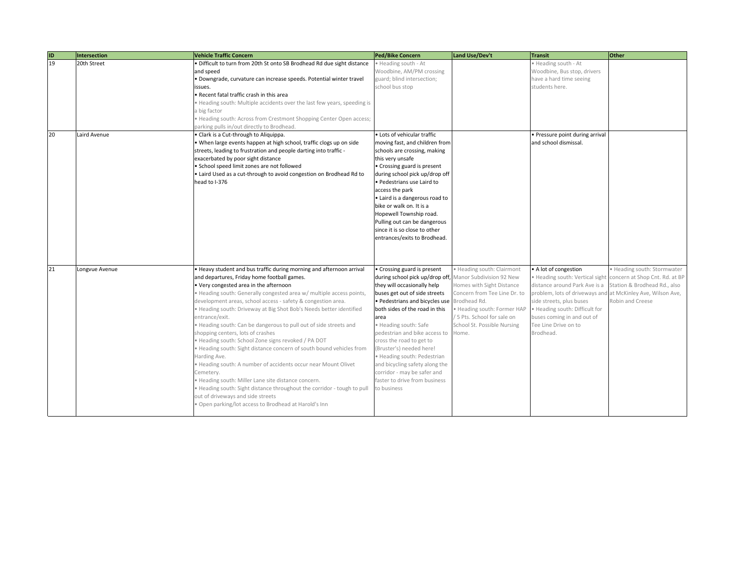| ID | Intersection | Vehicle Traffic Concern | Ped/Bike Concern | Land Use/Dev't | Transit | Other |
|---|---|---|---|---|---|---|
| 19 | 20th Street | • Difficult to turn from 20th St onto SB Brodhead Rd due sight distance and speed<br>• Downgrade, curvature can increase speeds. Potential winter travel issues.<br>• Recent fatal traffic crash in this area<br>• Heading south: Multiple accidents over the last few years, speeding is a big factor<br>• Heading south: Across from Crestmont Shopping Center Open access; parking pulls in/out directly to Brodhead. | • Heading south - At Woodbine, AM/PM crossing guard; blind intersection; school bus stop | | • Heading south - At Woodbine, Bus stop, drivers have a hard time seeing students here. | |
| 20 | Laird Avenue | • Clark is a Cut-through to Aliquippa.<br>• When large events happen at high school, traffic clogs up on side streets, leading to frustration and people darting into traffic - exacerbated by poor sight distance<br>• School speed limit zones are not followed<br>• Laird Used as a cut-through to avoid congestion on Brodhead Rd to head to I-376 | • Lots of vehicular traffic moving fast, and children from schools are crossing, making this very unsafe<br>• Crossing guard is present during school pick up/drop off<br>• Pedestrians use Laird to access the park<br>• Laird is a dangerous road to bike or walk on. It is a Hopewell Township road. Pulling out can be dangerous since it is so close to other entrances/exits to Brodhead. | | • Pressure point during arrival and school dismissal. | |
| 21 | Longvue Avenue | • Heavy student and bus traffic during morning and afternoon arrival and departures, Friday home football games.<br>• Very congested area in the afternoon<br>• Heading south: Generally congested area w/ multiple access points, development areas, school access - safety & congestion area.<br>• Heading south: Driveway at Big Shot Bob's Needs better identified entrance/exit.<br>• Heading south: Can be dangerous to pull out of side streets and shopping centers, lots of crashes<br>• Heading south: School Zone signs revoked / PA DOT<br>• Heading south: Sight distance concern of south bound vehicles from Harding Ave.<br>• Heading south: A number of accidents occur near Mount Olivet Cemetery.<br>• Heading south: Miller Lane site distance concern.<br>• Heading south: Sight distance throughout the corridor - tough to pull out of driveways and side streets<br>• Open parking/lot access to Brodhead at Harold's Inn | • Crossing guard is present during school pick up/drop off, they will occasionally help buses get out of side streets<br>• Pedestrians and bicycles use both sides of the road in this area<br>• Heading south: Safe pedestrian and bike access to cross the road to get to (Bruster's) needed here!<br>• Heading south: Pedestrian and bicycling safety along the corridor - may be safer and faster to drive from business to business | • Heading south: Clairmont Manor Subdivision 92 New Homes with Sight Distance Concern from Tee Line Dr. to Brodhead Rd.<br>• Heading south: Former HAP / 5 Pts. School for sale on School St. Possible Nursing Home. | • A lot of congestion<br>• Heading south: Vertical sight distance around Park Ave is a problem, lots of driveways and side streets, plus buses<br>• Heading south: Difficult for buses coming in and out of Tee Line Drive on to Brodhead. | • Heading south: Stormwater concern at Shop Cnt. Rd. at BP Station & Brodhead Rd., also at McKinley Ave, Wilson Ave, Robin and Creese |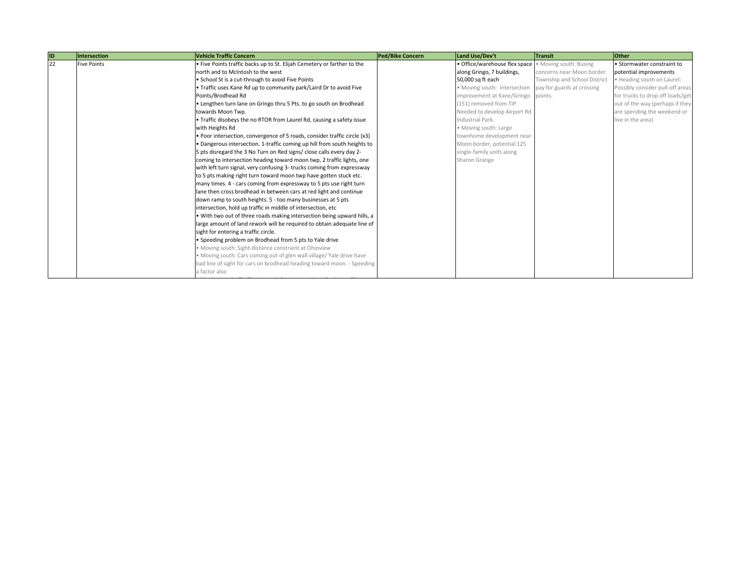| ID | Intersection | Vehicle Traffic Concern | Ped/Bike Concern | Land Use/Dev't | Transit | Other |
|---|---|---|---|---|---|---|
| 22 | Five Points | • Five Points traffic backs up to St. Elijah Cemetery or farther to the north and to McIntosh to the west<br>• School St is a cut-through to avoid Five Points<br>• Traffic uses Kane Rd up to community park/Laird Dr to avoid Five Points/Brodhead Rd<br>• Lengthen turn lane on Gringo thru 5 Pts. to go south on Brodhead towards Moon Twp.<br>• Traffic disobeys the no RTOR from Laurel Rd, causing a safety issue with Heights Rd<br>• Poor intersection, convergence of 5 roads, consider traffic circle (x3)<br>• Dangerous intersection. 1-traffic coming up hill from south heights to 5 pts disregard the 3 No Turn on Red signs/ close calls every day 2- coming to intersection heading toward moon twp, 2 traffic lights, one with left turn signal, very confusing 3- trucks coming from expressway to 5 pts making right turn toward moon twp have gotten stuck etc. many times. 4 - cars coming from expressway to 5 pts use right turn lane then cross brodhead in between cars at red light and continue down ramp to south heights. 5 - too many businesses at 5 pts intersection, hold up traffic in middle of intersection, etc<br>• With two out of three roads making intersection being upward hills, a large amount of land rework will be required to obtain adequate line of sight for entering a traffic circle.<br>• Speeding problem on Brodhead from 5 pts to Yale drive<br>• Moving south: Sight-distance constraint at Ohioview<br>• Moving south: Cars coming out of glen wall village/ Yale drive have bad line of sight for cars on brodhead heading toward moon. - Speeding a factor also | | • Office/warehouse flex space along Gringo, 7 buildings, 50,000 sq ft each<br>• Moving south: Intersection improvement at Kane/Gringo (151) removed from TIP. Needed to develop Airport Rd Industrial Park.<br>• Moving south: Large townhome development near Moon border, potential 125 single-family units along Sharon Grange | • Moving south: Busing concerns near Moon border. Township and School District pay for guards at crossing points. | • Stormwater constraint to potential improvements<br>• Heading south on Laurel: Possibly consider pull-off areas for trucks to drop off loads/get out of the way (perhaps if they are spending the weekend or live in the area) |